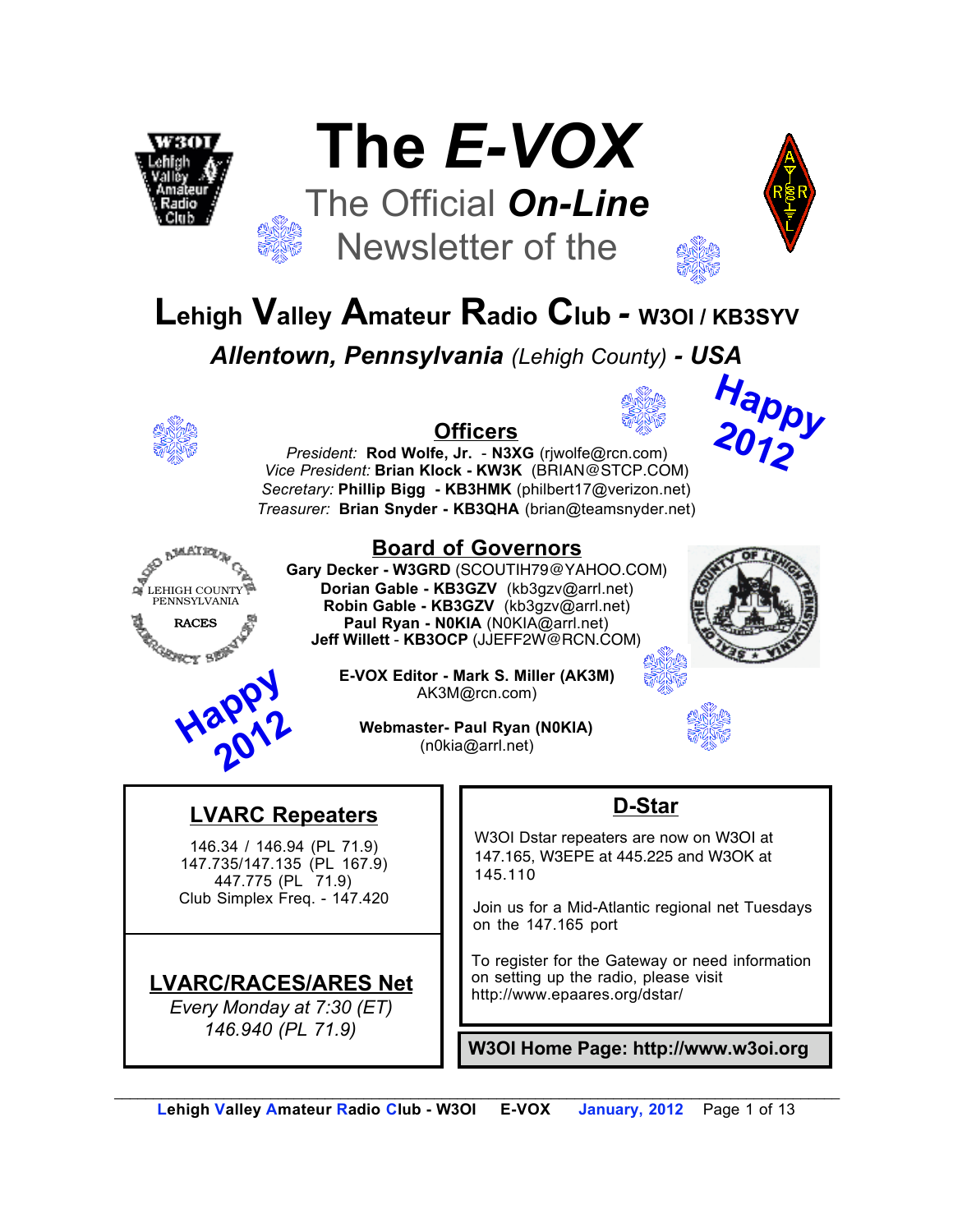# The *E-VOX*

## The Official *On-Line* Newsletter of the

## Lehigh Valley Amateur Radio Club - W3OI / KB3SYV

***Allentown, Pennsylvania** (Lehigh County) **- USA***

**Happy 2012**

### Officers

*President:* **Rod Wolfe, Jr. - N3XG** (rjwolfe@rcn.com)
*Vice President:* **Brian Klock - KW3K** (BRIAN@STCP.COM)
*Secretary:* **Phillip Bigg - KB3HMK** (philbert17@verizon.net)
*Treasurer:* **Brian Snyder - KB3QHA** (brian@teamsnyder.net)

### Board of Governors

**Gary Decker - W3GRD** (SCOUTIH79@YAHOO.COM)
**Dorian Gable - KB3GZV** (kb3gzv@arrl.net)
**Robin Gable - KB3GZV** (kb3gzv@arrl.net)
**Paul Ryan - N0KIA** (N0KIA@arrl.net)
**Jeff Willett - KB3OCP** (JJEFF2W@RCN.COM)

**E-VOX Editor - Mark S. Miller (AK3M)**
AK3M@rcn.com)

**Webmaster- Paul Ryan (N0KIA)**
(n0kia@arrl.net)

**Happy 2012**

### LVARC Repeaters

146.34 / 146.94 (PL 71.9)
147.735/147.135 (PL 167.9)
447.775 (PL 71.9)
Club Simplex Freq. - 147.420

### LVARC/RACES/ARES Net

*Every Monday at 7:30 (ET)*
*146.940 (PL 71.9)*

### D-Star

W3OI Dstar repeaters are now on W3OI at 147.165, W3EPE at 445.225 and W3OK at 145.110

Join us for a Mid-Atlantic regional net Tuesdays on the 147.165 port

To register for the Gateway or need information on setting up the radio, please visit http://www.epaares.org/dstar/

**W3OI Home Page: http://www.w3oi.org**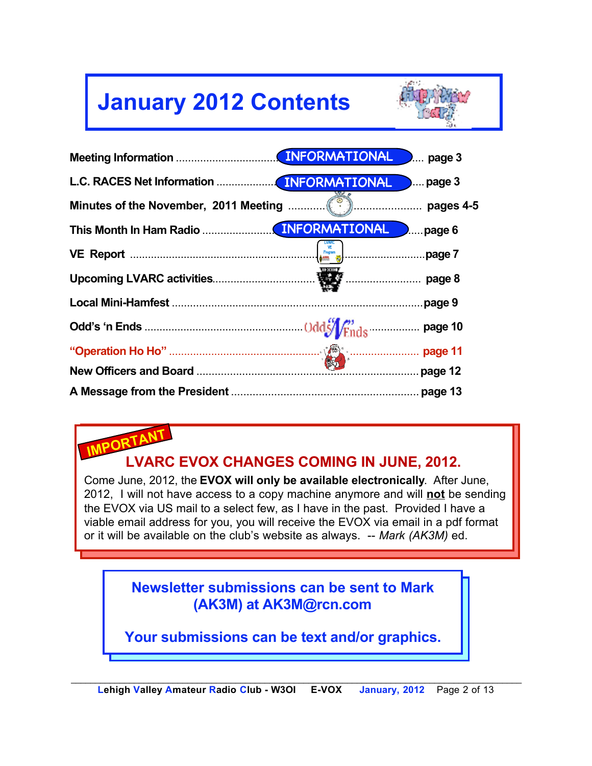# January 2012 Contents

| Section | Page |
|---|---|
| Meeting Information | page 3 |
| L.C. RACES Net Information | page 3 |
| Minutes of the November, 2011 Meeting | pages 4-5 |
| This Month In Ham Radio | page 6 |
| VE Report | page 7 |
| Upcoming LVARC activities | page 8 |
| Local Mini-Hamfest | page 9 |
| Odd's 'n Ends | page 10 |
| "Operation Ho Ho" | page 11 |
| New Officers and Board | page 12 |
| A Message from the President | page 13 |

**IMPORTANT**

## LVARC EVOX CHANGES COMING IN JUNE, 2012.

Come June, 2012, the **EVOX will only be available electronically**. After June, 2012, I will not have access to a copy machine anymore and will **not** be sending the EVOX via US mail to a select few, as I have in the past. Provided I have a viable email address for you, you will receive the EVOX via email in a pdf format or it will be available on the club's website as always. -- *Mark (AK3M)* ed.

**Newsletter submissions can be sent to Mark (AK3M) at AK3M@rcn.com**

**Your submissions can be text and/or graphics.**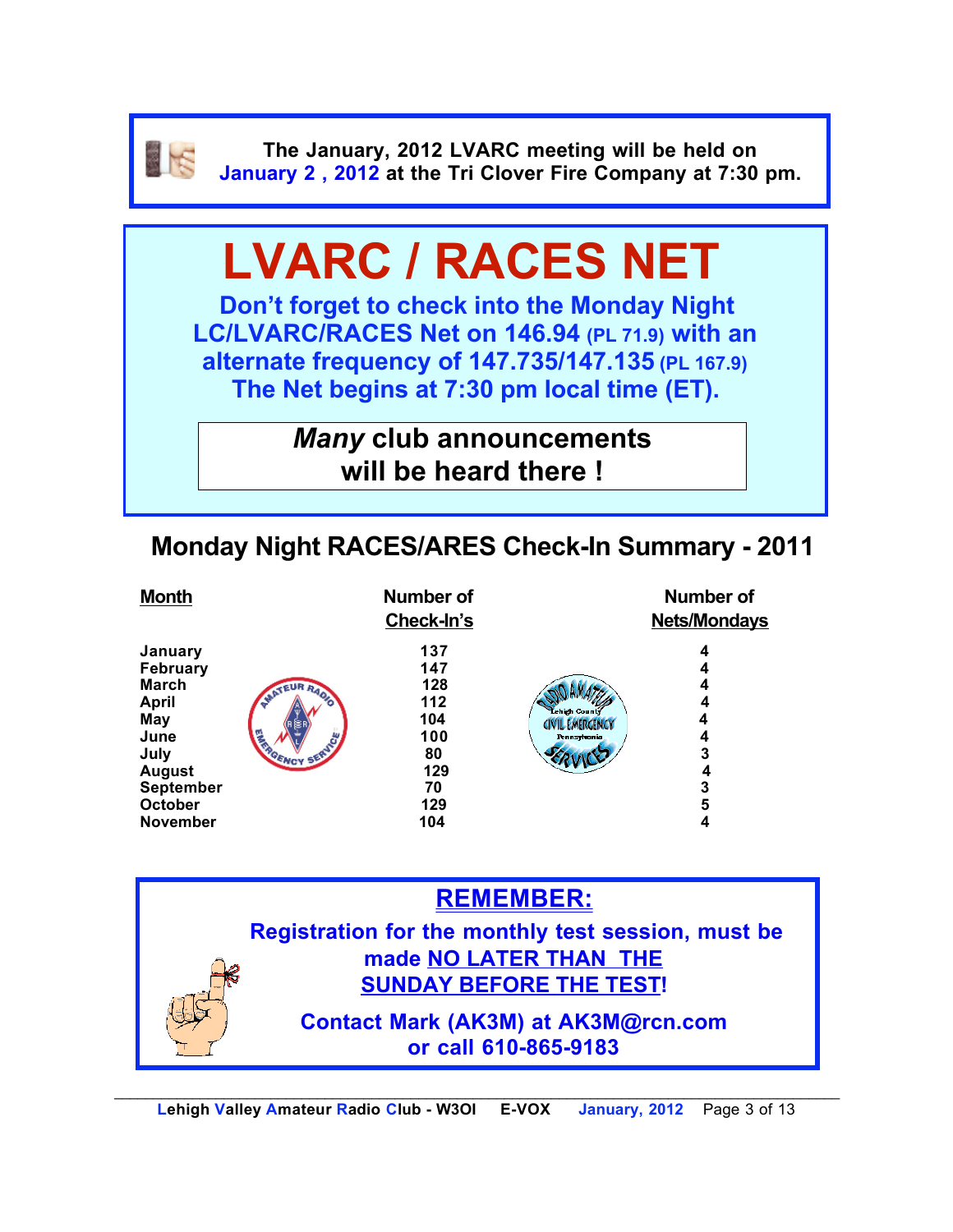The January, 2012 LVARC meeting will be held on **January 2 , 2012** at the Tri Clover Fire Company at 7:30 pm.

# LVARC / RACES NET

**Don't forget to check into the Monday Night LC/LVARC/RACES Net on 146.94 (PL 71.9) with an alternate frequency of 147.735/147.135 (PL 167.9) The Net begins at 7:30 pm local time (ET).**

***Many*** **club announcements will be heard there !**

## Monday Night RACES/ARES Check-In Summary - 2011

| Month | Number of Check-In's | Number of Nets/Mondays |
|---|---|---|
| January | 137 | 4 |
| February | 147 | 4 |
| March | 128 | 4 |
| April | 112 | 4 |
| May | 104 | 4 |
| June | 100 | 4 |
| July | 80 | 3 |
| August | 129 | 4 |
| September | 70 | 3 |
| October | 129 | 5 |
| November | 104 | 4 |

## REMEMBER:

**Registration for the monthly test session, must be made NO LATER THAN THE SUNDAY BEFORE THE TEST!**

**Contact Mark (AK3M) at AK3M@rcn.com or call 610-865-9183**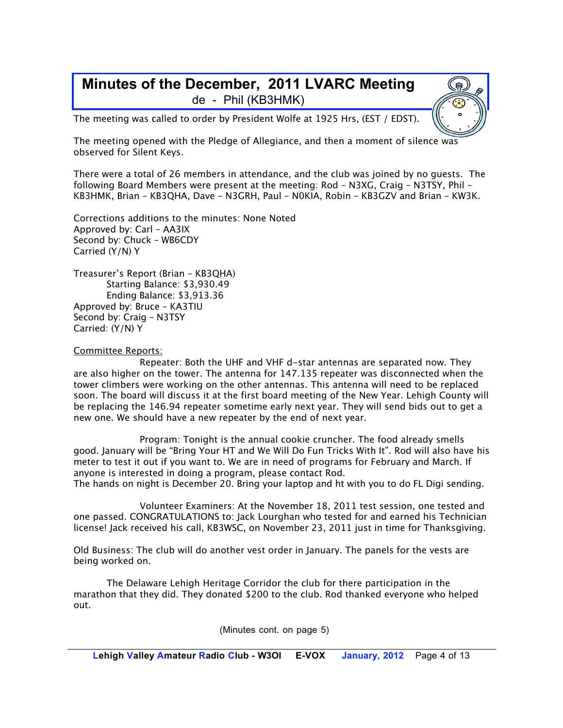# Minutes of the December, 2011 LVARC Meeting

de - Phil (KB3HMK)

The meeting was called to order by President Wolfe at 1925 Hrs, (EST / EDST).

The meeting opened with the Pledge of Allegiance, and then a moment of silence was observed for Silent Keys.

There were a total of 26 members in attendance, and the club was joined by no guests. The following Board Members were present at the meeting: Rod – N3XG, Craig – N3TSY, Phil – KB3HMK, Brian – KB3QHA, Dave – N3GRH, Paul – N0KIA, Robin – KB3GZV and Brian – KW3K.

Corrections additions to the minutes: None Noted
Approved by: Carl – AA3IX
Second by: Chuck – WB6CDY
Carried (Y/N) Y

Treasurer's Report (Brian – KB3QHA)
Starting Balance: $3,930.49
Ending Balance: $3,913.36
Approved by: Bruce – KA3TIU
Second by: Craig – N3TSY
Carried: (Y/N) Y

Committee Reports:

Repeater: Both the UHF and VHF d-star antennas are separated now. They are also higher on the tower. The antenna for 147.135 repeater was disconnected when the tower climbers were working on the other antennas. This antenna will need to be replaced soon. The board will discuss it at the first board meeting of the New Year. Lehigh County will be replacing the 146.94 repeater sometime early next year. They will send bids out to get a new one. We should have a new repeater by the end of next year.

Program: Tonight is the annual cookie cruncher. The food already smells good. January will be "Bring Your HT and We Will Do Fun Tricks With It". Rod will also have his meter to test it out if you want to. We are in need of programs for February and March. If anyone is interested in doing a program, please contact Rod.
The hands on night is December 20. Bring your laptop and ht with you to do FL Digi sending.

Volunteer Examiners: At the November 18, 2011 test session, one tested and one passed. CONGRATULATIONS to: Jack Lourghan who tested for and earned his Technician license! Jack received his call, KB3WSC, on November 23, 2011 just in time for Thanksgiving.

Old Business: The club will do another vest order in January. The panels for the vests are being worked on.

The Delaware Lehigh Heritage Corridor the club for there participation in the marathon that they did. They donated $200 to the club. Rod thanked everyone who helped out.

(Minutes cont. on page 5)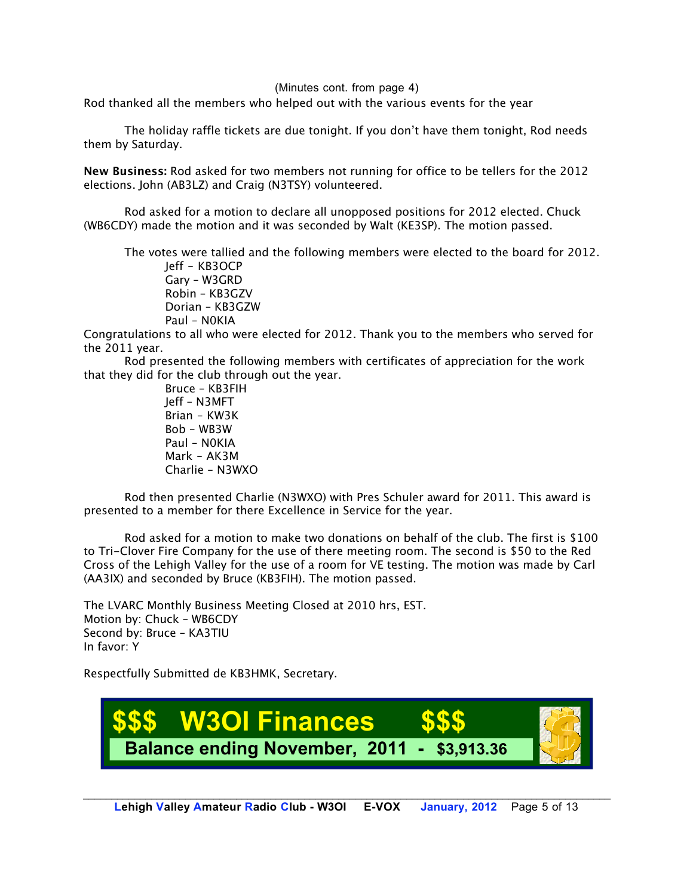(Minutes cont. from page 4)

Rod thanked all the members who helped out with the various events for the year

The holiday raffle tickets are due tonight. If you don't have them tonight, Rod needs them by Saturday.

**New Business:** Rod asked for two members not running for office to be tellers for the 2012 elections. John (AB3LZ) and Craig (N3TSY) volunteered.

Rod asked for a motion to declare all unopposed positions for 2012 elected. Chuck (WB6CDY) made the motion and it was seconded by Walt (KE3SP). The motion passed.

The votes were tallied and the following members were elected to the board for 2012.

- Jeff – KB3OCP
- Gary – W3GRD
- Robin – KB3GZV
- Dorian – KB3GZW
- Paul – N0KIA

Congratulations to all who were elected for 2012. Thank you to the members who served for the 2011 year.

Rod presented the following members with certificates of appreciation for the work that they did for the club through out the year.

- Bruce – KB3FIH
- Jeff – N3MFT
- Brian – KW3K
- Bob – WB3W
- Paul – N0KIA
- Mark – AK3M
- Charlie – N3WXO

Rod then presented Charlie (N3WXO) with Pres Schuler award for 2011. This award is presented to a member for there Excellence in Service for the year.

Rod asked for a motion to make two donations on behalf of the club. The first is $100 to Tri-Clover Fire Company for the use of there meeting room. The second is $50 to the Red Cross of the Lehigh Valley for the use of a room for VE testing. The motion was made by Carl (AA3IX) and seconded by Bruce (KB3FIH). The motion passed.

The LVARC Monthly Business Meeting Closed at 2010 hrs, EST.
Motion by: Chuck – WB6CDY
Second by: Bruce – KA3TIU
In favor: Y

Respectfully Submitted de KB3HMK, Secretary.

## $$$ W3OI Finances $$$

**Balance ending November, 2011 - $3,913.36**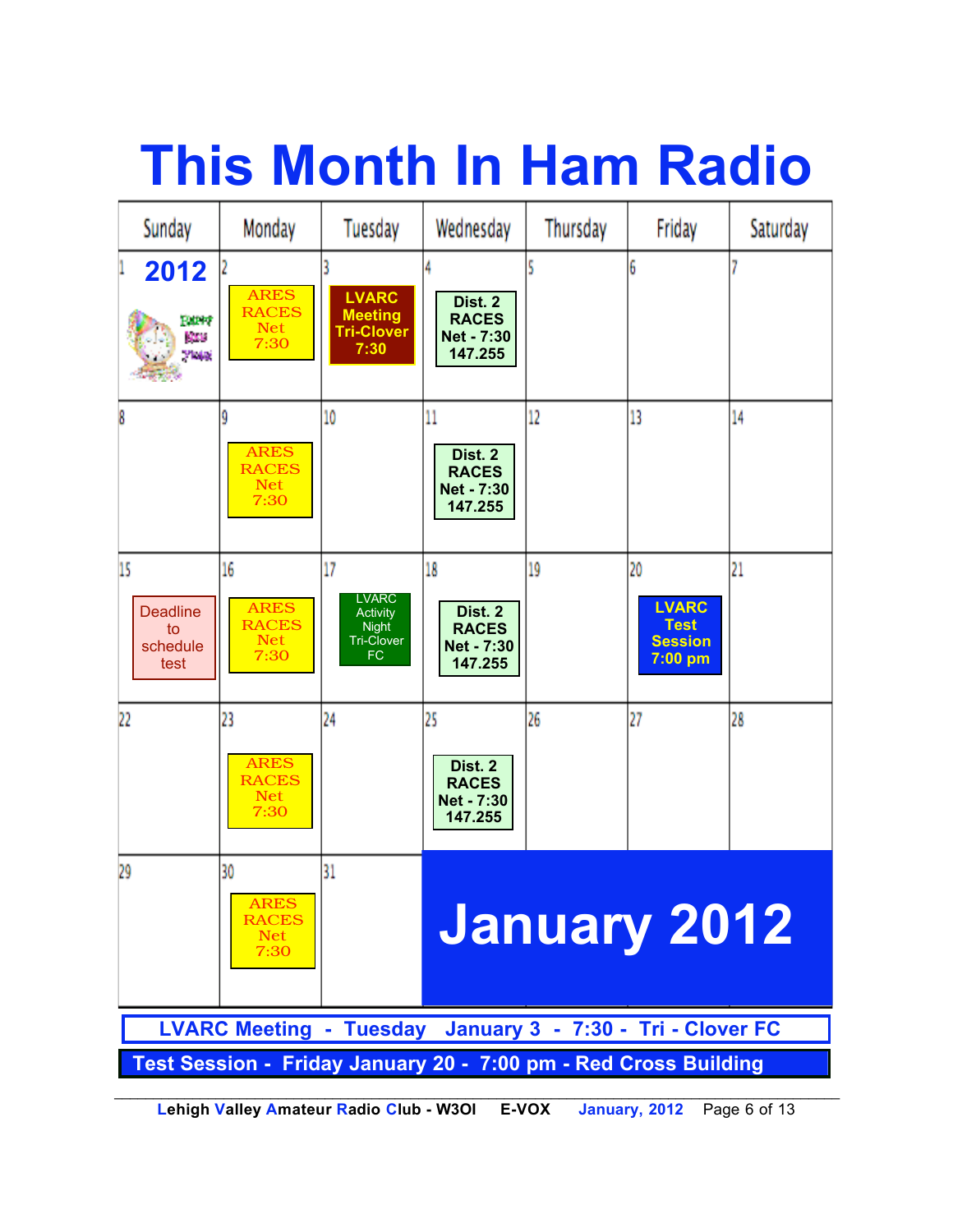# This Month In Ham Radio

| Sunday | Monday | Tuesday | Wednesday | Thursday | Friday | Saturday |
|---|---|---|---|---|---|---|
| 1 **2012** | 2 ARES RACES Net 7:30 | 3 **LVARC Meeting Tri-Clover 7:30** | 4 **Dist. 2 RACES Net - 7:30 147.255** | 5 | 6 | 7 |
| 8 | 9 ARES RACES Net 7:30 | 10 | 11 **Dist. 2 RACES Net - 7:30 147.255** | 12 | 13 | 14 |
| 15 Deadline to schedule test | 16 ARES RACES Net 7:30 | 17 LVARC Activity Night Tri-Clover FC | 18 **Dist. 2 RACES Net - 7:30 147.255** | 19 | 20 **LVARC Test Session 7:00 pm** | 21 |
| 22 | 23 ARES RACES Net 7:30 | 24 | 25 **Dist. 2 RACES Net - 7:30 147.255** | 26 | 27 | 28 |
| 29 | 30 ARES RACES Net 7:30 | 31 | **January 2012** | | | |

**LVARC Meeting - Tuesday January 3 - 7:30 - Tri - Clover FC**

**Test Session - Friday January 20 - 7:00 pm - Red Cross Building**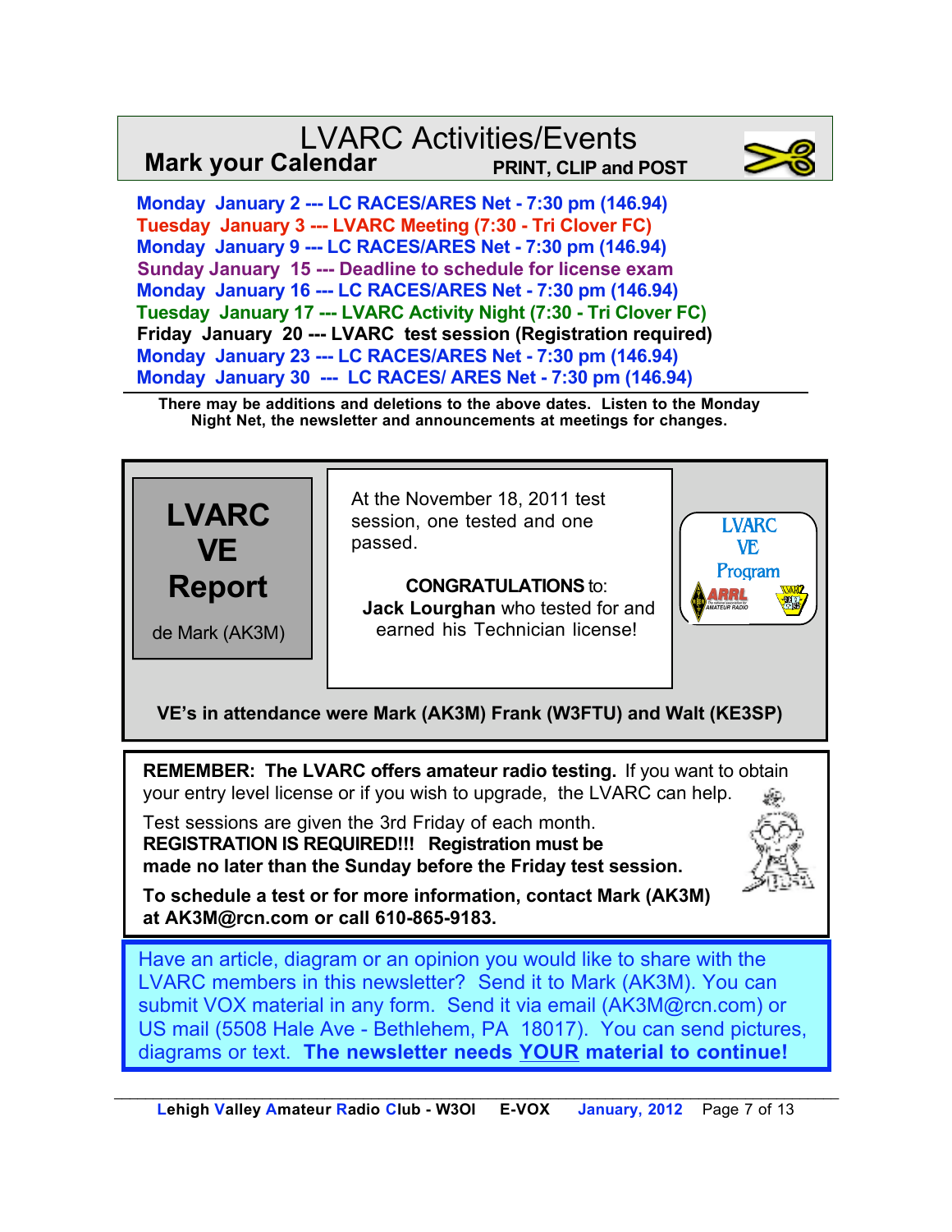# LVARC Activities/Events

**Mark your Calendar** **PRINT, CLIP and POST**

**Monday January 2 --- LC RACES/ARES Net - 7:30 pm (146.94)**
**Tuesday January 3 --- LVARC Meeting (7:30 - Tri Clover FC)**
**Monday January 9 --- LC RACES/ARES Net - 7:30 pm (146.94)**
**Sunday January 15 --- Deadline to schedule for license exam**
**Monday January 16 --- LC RACES/ARES Net - 7:30 pm (146.94)**
**Tuesday January 17 --- LVARC Activity Night (7:30 - Tri Clover FC)**
**Friday January 20 --- LVARC test session (Registration required)**
**Monday January 23 --- LC RACES/ARES Net - 7:30 pm (146.94)**
**Monday January 30 --- LC RACES/ ARES Net - 7:30 pm (146.94)**

**There may be additions and deletions to the above dates. Listen to the Monday Night Net, the newsletter and announcements at meetings for changes.**

## LVARC VE Report

de Mark (AK3M)

At the November 18, 2011 test session, one tested and one passed.

**CONGRATULATIONS** to: **Jack Lourghan** who tested for and earned his Technician license!

LVARC VE Program

**VE's in attendance were Mark (AK3M) Frank (W3FTU) and Walt (KE3SP)**

**REMEMBER: The LVARC offers amateur radio testing.** If you want to obtain your entry level license or if you wish to upgrade, the LVARC can help.

Test sessions are given the 3rd Friday of each month. **REGISTRATION IS REQUIRED!!! Registration must be made no later than the Sunday before the Friday test session.**

**To schedule a test or for more information, contact Mark (AK3M) at AK3M@rcn.com or call 610-865-9183.**

Have an article, diagram or an opinion you would like to share with the LVARC members in this newsletter? Send it to Mark (AK3M). You can submit VOX material in any form. Send it via email (AK3M@rcn.com) or US mail (5508 Hale Ave - Bethlehem, PA 18017). You can send pictures, diagrams or text. **The newsletter needs YOUR material to continue!**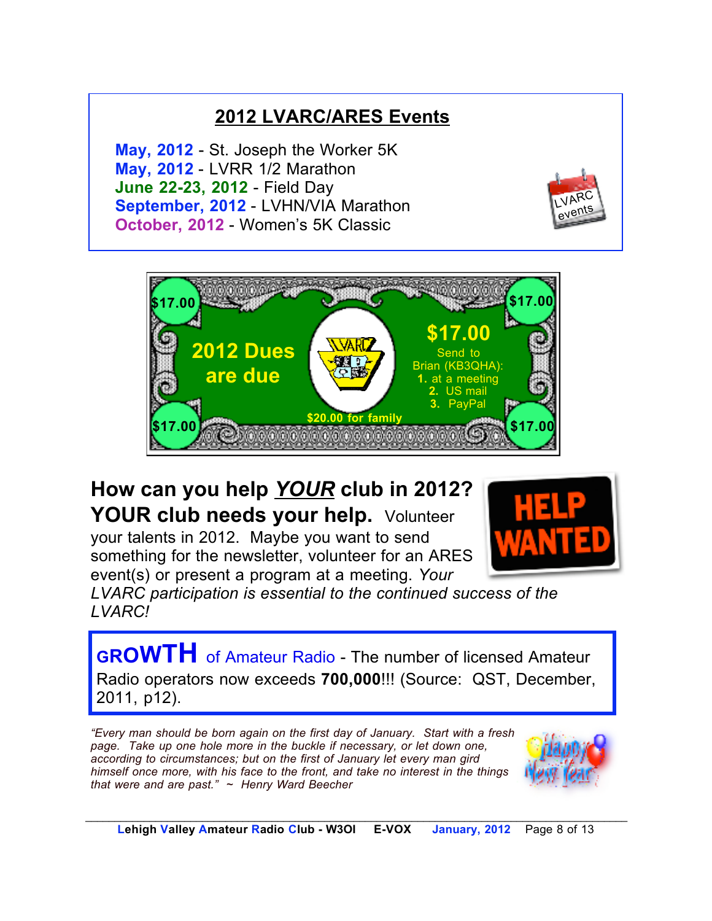## 2012 LVARC/ARES Events

**May, 2012** - St. Joseph the Worker 5K
**May, 2012** - LVRR 1/2 Marathon
**June 22-23, 2012** - Field Day
**September, 2012** - LVHN/VIA Marathon
**October, 2012** - Women's 5K Classic

**2012 Dues are due**

**$17.00**

Send to Brian (KB3QHA):

1. at a meeting
2. US mail
3. PayPal

**$20.00 for family**

## How can you help *YOUR* club in 2012?

**YOUR club needs your help.** Volunteer your talents in 2012. Maybe you want to send something for the newsletter, volunteer for an ARES event(s) or present a program at a meeting. *Your LVARC participation is essential to the continued success of the LVARC!*

**GROWTH** of Amateur Radio - The number of licensed Amateur Radio operators now exceeds **700,000**!!! (Source: QST, December, 2011, p12).

*"Every man should be born again on the first day of January. Start with a fresh page. Take up one hole more in the buckle if necessary, or let down one, according to circumstances; but on the first of January let every man gird himself once more, with his face to the front, and take no interest in the things that were and are past." ~ Henry Ward Beecher*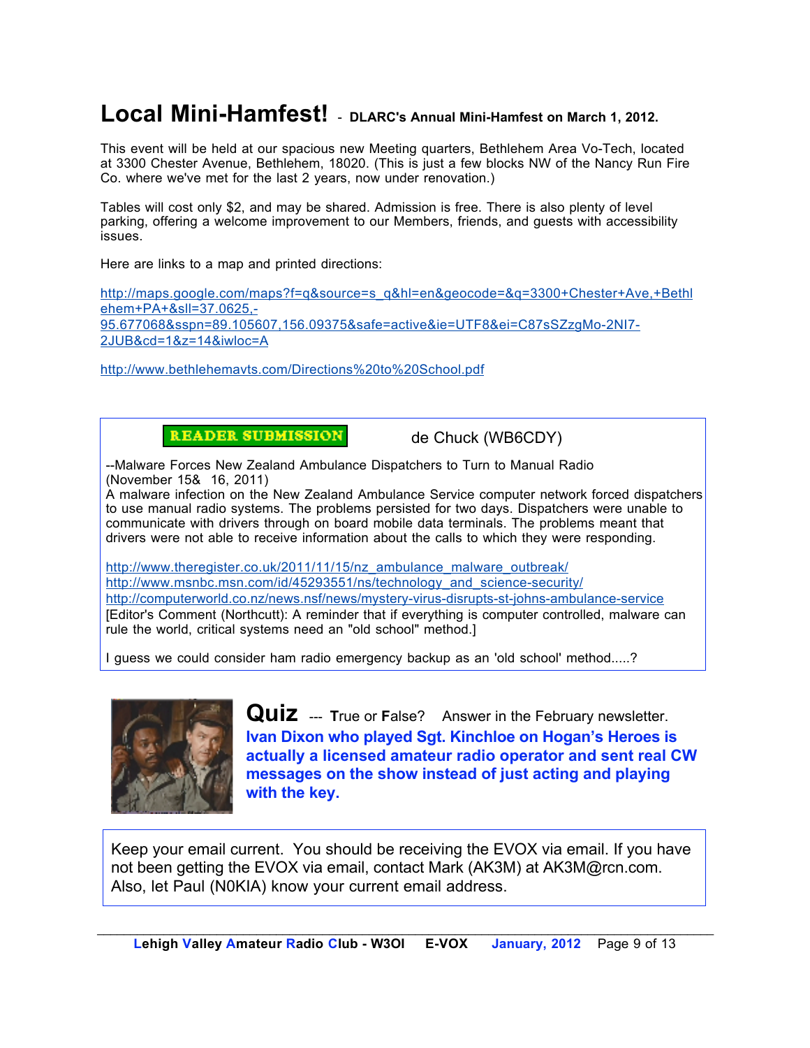# Local Mini-Hamfest! - DLARC's Annual Mini-Hamfest on March 1, 2012.

This event will be held at our spacious new Meeting quarters, Bethlehem Area Vo-Tech, located at 3300 Chester Avenue, Bethlehem, 18020. (This is just a few blocks NW of the Nancy Run Fire Co. where we've met for the last 2 years, now under renovation.)

Tables will cost only $2, and may be shared. Admission is free. There is also plenty of level parking, offering a welcome improvement to our Members, friends, and guests with accessibility issues.

Here are links to a map and printed directions:

http://maps.google.com/maps?f=q&source=s_q&hl=en&geocode=&q=3300+Chester+Ave,+Bethlehem+PA+&sll=37.0625,-95.677068&sspn=89.105607,156.09375&safe=active&ie=UTF8&ei=C87sSZzgMo-2NI7-2JUB&cd=1&z=14&iwloc=A

http://www.bethlehemavts.com/Directions%20to%20School.pdf

---

**READER SUBMISSION** de Chuck (WB6CDY)

--Malware Forces New Zealand Ambulance Dispatchers to Turn to Manual Radio (November 15& 16, 2011)

A malware infection on the New Zealand Ambulance Service computer network forced dispatchers to use manual radio systems. The problems persisted for two days. Dispatchers were unable to communicate with drivers through on board mobile data terminals. The problems meant that drivers were not able to receive information about the calls to which they were responding.

http://www.theregister.co.uk/2011/11/15/nz_ambulance_malware_outbreak/
http://www.msnbc.msn.com/id/45293551/ns/technology_and_science-security/
http://computerworld.co.nz/news.nsf/news/mystery-virus-disrupts-st-johns-ambulance-service
[Editor's Comment (Northcutt): A reminder that if everything is computer controlled, malware can rule the world, critical systems need an "old school" method.]

I guess we could consider ham radio emergency backup as an 'old school' method.....?

---

## Quiz --- True or False? Answer in the February newsletter.

**Ivan Dixon who played Sgt. Kinchloe on Hogan's Heroes is actually a licensed amateur radio operator and sent real CW messages on the show instead of just acting and playing with the key.**

---

Keep your email current. You should be receiving the EVOX via email. If you have not been getting the EVOX via email, contact Mark (AK3M) at AK3M@rcn.com. Also, let Paul (N0KIA) know your current email address.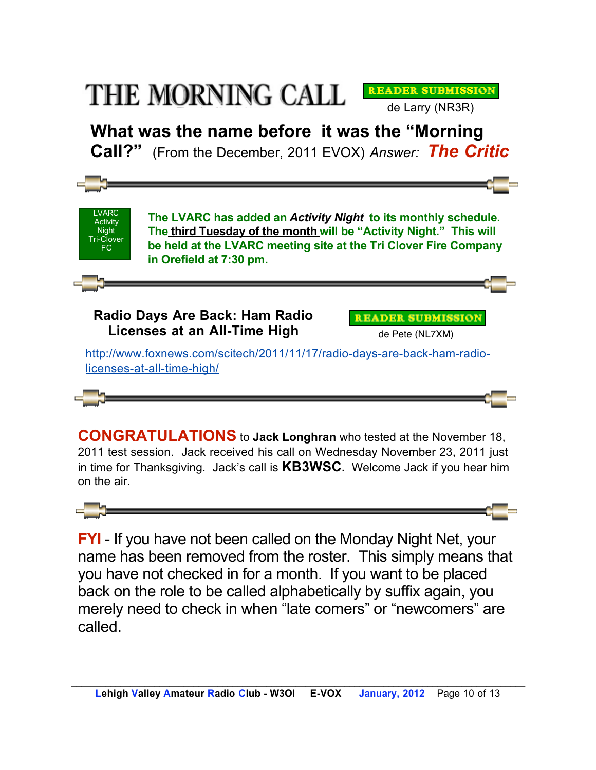# THE MORNING CALL

**READER SUBMISSION**

de Larry (NR3R)

**What was the name before it was the "Morning Call?"** (From the December, 2011 EVOX) *Answer:* ***The Critic***

---

LVARC Activity Night Tri-Clover FC

**The LVARC has added an *Activity Night* to its monthly schedule. The third Tuesday of the month will be "Activity Night." This will be held at the LVARC meeting site at the Tri Clover Fire Company in Orefield at 7:30 pm.**

---

**Radio Days Are Back: Ham Radio Licenses at an All-Time High**

**READER SUBMISSION**

de Pete (NL7XM)

http://www.foxnews.com/scitech/2011/11/17/radio-days-are-back-ham-radio-licenses-at-all-time-high/

---

**CONGRATULATIONS** to **Jack Longhran** who tested at the November 18, 2011 test session. Jack received his call on Wednesday November 23, 2011 just in time for Thanksgiving. Jack's call is **KB3WSC.** Welcome Jack if you hear him on the air.

---

**FYI** - If you have not been called on the Monday Night Net, your name has been removed from the roster. This simply means that you have not checked in for a month. If you want to be placed back on the role to be called alphabetically by suffix again, you merely need to check in when "late comers" or "newcomers" are called.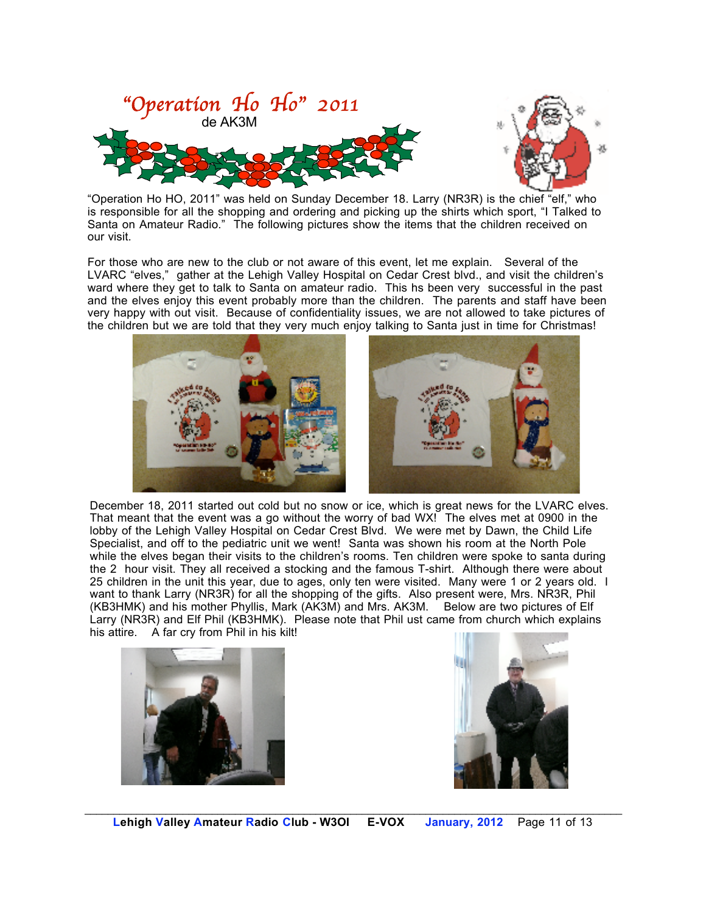# "Operation Ho Ho" 2011

de AK3M

"Operation Ho HO, 2011" was held on Sunday December 18. Larry (NR3R) is the chief "elf," who is responsible for all the shopping and ordering and picking up the shirts which sport, "I Talked to Santa on Amateur Radio." The following pictures show the items that the children received on our visit.

For those who are new to the club or not aware of this event, let me explain. Several of the LVARC "elves," gather at the Lehigh Valley Hospital on Cedar Crest blvd., and visit the children's ward where they get to talk to Santa on amateur radio. This hs been very successful in the past and the elves enjoy this event probably more than the children. The parents and staff have been very happy with out visit. Because of confidentiality issues, we are not allowed to take pictures of the children but we are told that they very much enjoy talking to Santa just in time for Christmas!

December 18, 2011 started out cold but no snow or ice, which is great news for the LVARC elves. That meant that the event was a go without the worry of bad WX! The elves met at 0900 in the lobby of the Lehigh Valley Hospital on Cedar Crest Blvd. We were met by Dawn, the Child Life Specialist, and off to the pediatric unit we went! Santa was shown his room at the North Pole while the elves began their visits to the children's rooms. Ten children were spoke to santa during the 2 hour visit. They all received a stocking and the famous T-shirt. Although there were about 25 children in the unit this year, due to ages, only ten were visited. Many were 1 or 2 years old. I want to thank Larry (NR3R) for all the shopping of the gifts. Also present were, Mrs. NR3R, Phil (KB3HMK) and his mother Phyllis, Mark (AK3M) and Mrs. AK3M. Below are two pictures of Elf Larry (NR3R) and Elf Phil (KB3HMK). Please note that Phil ust came from church which explains his attire. A far cry from Phil in his kilt!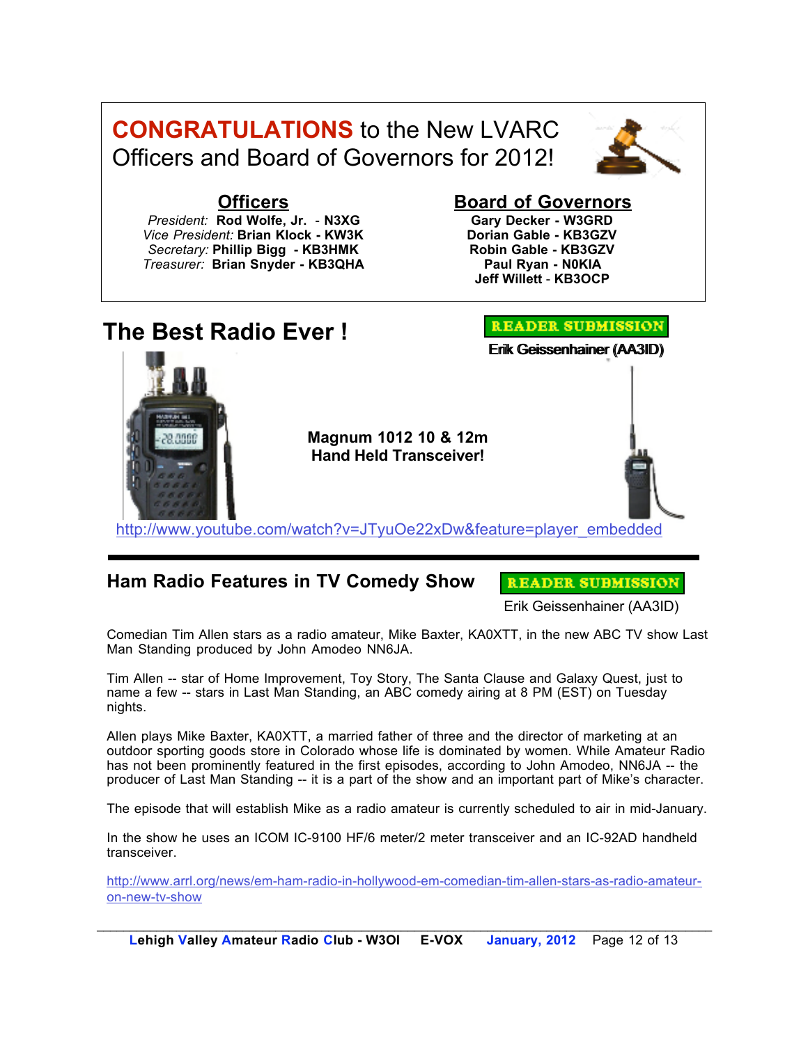# **CONGRATULATIONS** to the New LVARC Officers and Board of Governors for 2012!

## Officers

*President:* **Rod Wolfe, Jr. - N3XG**
*Vice President:* **Brian Klock - KW3K**
*Secretary:* **Phillip Bigg - KB3HMK**
*Treasurer:* **Brian Snyder - KB3QHA**

## Board of Governors

**Gary Decker - W3GRD**
**Dorian Gable - KB3GZV**
**Robin Gable - KB3GZV**
**Paul Ryan - N0KIA**
**Jeff Willett - KB3OCP**

# The Best Radio Ever !

READER SUBMISSION

**Erik Geissenhainer (AA3ID)**

**Magnum 1012 10 & 12m Hand Held Transceiver!**

http://www.youtube.com/watch?v=JTyuOe22xDw&feature=player_embedded

---

## Ham Radio Features in TV Comedy Show

READER SUBMISSION

Erik Geissenhainer (AA3ID)

Comedian Tim Allen stars as a radio amateur, Mike Baxter, KA0XTT, in the new ABC TV show Last Man Standing produced by John Amodeo NN6JA.

Tim Allen -- star of Home Improvement, Toy Story, The Santa Clause and Galaxy Quest, just to name a few -- stars in Last Man Standing, an ABC comedy airing at 8 PM (EST) on Tuesday nights.

Allen plays Mike Baxter, KA0XTT, a married father of three and the director of marketing at an outdoor sporting goods store in Colorado whose life is dominated by women. While Amateur Radio has not been prominently featured in the first episodes, according to John Amodeo, NN6JA -- the producer of Last Man Standing -- it is a part of the show and an important part of Mike's character.

The episode that will establish Mike as a radio amateur is currently scheduled to air in mid-January.

In the show he uses an ICOM IC-9100 HF/6 meter/2 meter transceiver and an IC-92AD handheld transceiver.

http://www.arrl.org/news/em-ham-radio-in-hollywood-em-comedian-tim-allen-stars-as-radio-amateur-on-new-tv-show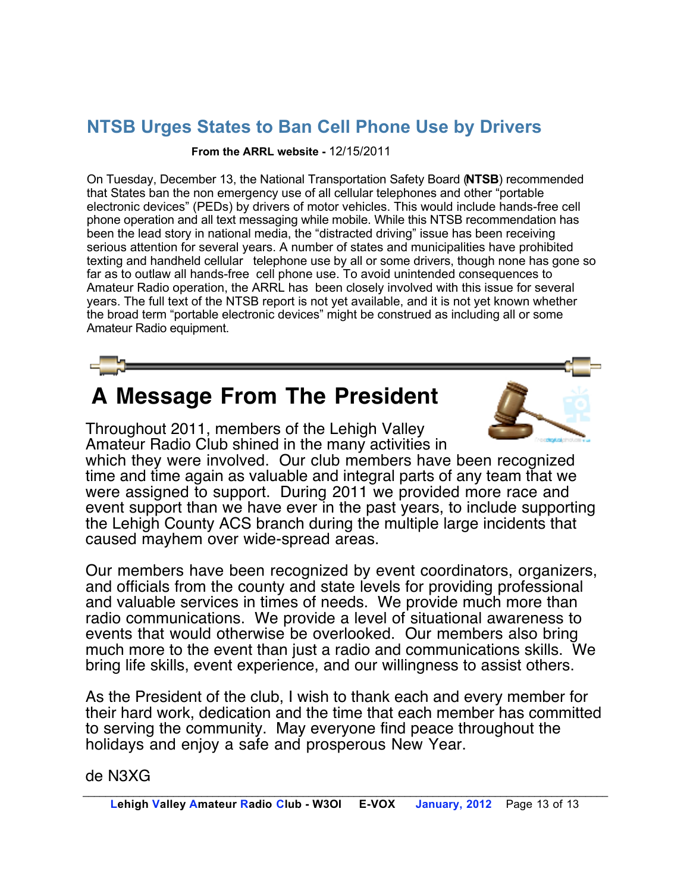## NTSB Urges States to Ban Cell Phone Use by Drivers

**From the ARRL website -** 12/15/2011

On Tuesday, December 13, the National Transportation Safety Board (**NTSB**) recommended that States ban the non emergency use of all cellular telephones and other "portable electronic devices" (PEDs) by drivers of motor vehicles. This would include hands-free cell phone operation and all text messaging while mobile. While this NTSB recommendation has been the lead story in national media, the "distracted driving" issue has been receiving serious attention for several years. A number of states and municipalities have prohibited texting and handheld cellular telephone use by all or some drivers, though none has gone so far as to outlaw all hands-free cell phone use. To avoid unintended consequences to Amateur Radio operation, the ARRL has been closely involved with this issue for several years. The full text of the NTSB report is not yet available, and it is not yet known whether the broad term "portable electronic devices" might be construed as including all or some Amateur Radio equipment.

# A Message From The President

Throughout 2011, members of the Lehigh Valley Amateur Radio Club shined in the many activities in which they were involved. Our club members have been recognized time and time again as valuable and integral parts of any team that we were assigned to support. During 2011 we provided more race and event support than we have ever in the past years, to include supporting the Lehigh County ACS branch during the multiple large incidents that caused mayhem over wide-spread areas.

Our members have been recognized by event coordinators, organizers, and officials from the county and state levels for providing professional and valuable services in times of needs. We provide much more than radio communications. We provide a level of situational awareness to events that would otherwise be overlooked. Our members also bring much more to the event than just a radio and communications skills. We bring life skills, event experience, and our willingness to assist others.

As the President of the club, I wish to thank each and every member for their hard work, dedication and the time that each member has committed to serving the community. May everyone find peace throughout the holidays and enjoy a safe and prosperous New Year.

de N3XG